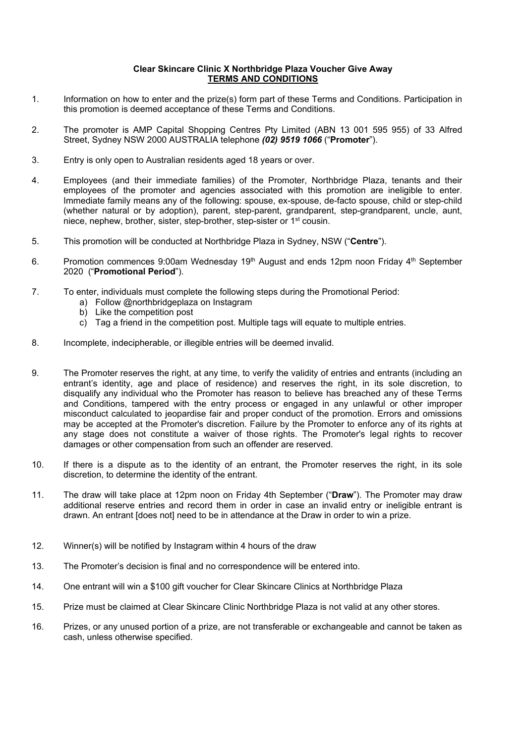**Clear Skincare Clinic X Northbridge Plaza Voucher Give Away**
**TERMS AND CONDITIONS**

1. Information on how to enter and the prize(s) form part of these Terms and Conditions. Participation in this promotion is deemed acceptance of these Terms and Conditions.

2. The promoter is AMP Capital Shopping Centres Pty Limited (ABN 13 001 595 955) of 33 Alfred Street, Sydney NSW 2000 AUSTRALIA telephone ***(02) 9519 1066*** ("**Promoter**").

3. Entry is only open to Australian residents aged 18 years or over.

4. Employees (and their immediate families) of the Promoter, Northbridge Plaza, tenants and their employees of the promoter and agencies associated with this promotion are ineligible to enter. Immediate family means any of the following: spouse, ex-spouse, de-facto spouse, child or step-child (whether natural or by adoption), parent, step-parent, grandparent, step-grandparent, uncle, aunt, niece, nephew, brother, sister, step-brother, step-sister or 1st cousin.

5. This promotion will be conducted at Northbridge Plaza in Sydney, NSW ("**Centre**").

6. Promotion commences 9:00am Wednesday 19th August and ends 12pm noon Friday 4th September 2020 ("**Promotional Period**").

7. To enter, individuals must complete the following steps during the Promotional Period:
   a) Follow @northbridgeplaza on Instagram
   b) Like the competition post
   c) Tag a friend in the competition post. Multiple tags will equate to multiple entries.

8. Incomplete, indecipherable, or illegible entries will be deemed invalid.

9. The Promoter reserves the right, at any time, to verify the validity of entries and entrants (including an entrant's identity, age and place of residence) and reserves the right, in its sole discretion, to disqualify any individual who the Promoter has reason to believe has breached any of these Terms and Conditions, tampered with the entry process or engaged in any unlawful or other improper misconduct calculated to jeopardise fair and proper conduct of the promotion. Errors and omissions may be accepted at the Promoter's discretion. Failure by the Promoter to enforce any of its rights at any stage does not constitute a waiver of those rights. The Promoter's legal rights to recover damages or other compensation from such an offender are reserved.

10. If there is a dispute as to the identity of an entrant, the Promoter reserves the right, in its sole discretion, to determine the identity of the entrant.

11. The draw will take place at 12pm noon on Friday 4th September ("**Draw**"). The Promoter may draw additional reserve entries and record them in order in case an invalid entry or ineligible entrant is drawn. An entrant [does not] need to be in attendance at the Draw in order to win a prize.

12. Winner(s) will be notified by Instagram within 4 hours of the draw

13. The Promoter's decision is final and no correspondence will be entered into.

14. One entrant will win a $100 gift voucher for Clear Skincare Clinics at Northbridge Plaza

15. Prize must be claimed at Clear Skincare Clinic Northbridge Plaza is not valid at any other stores.

16. Prizes, or any unused portion of a prize, are not transferable or exchangeable and cannot be taken as cash, unless otherwise specified.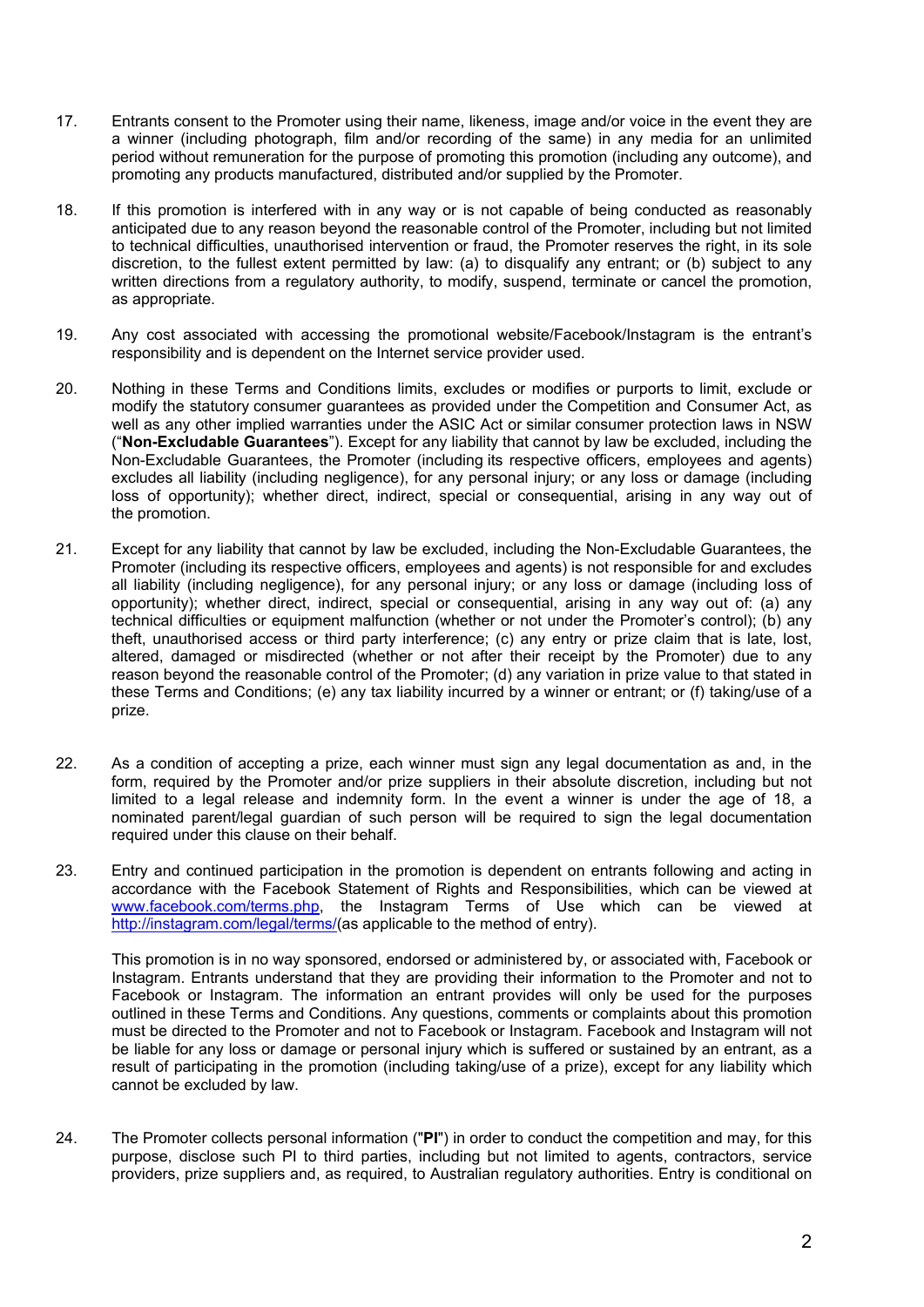17. Entrants consent to the Promoter using their name, likeness, image and/or voice in the event they are a winner (including photograph, film and/or recording of the same) in any media for an unlimited period without remuneration for the purpose of promoting this promotion (including any outcome), and promoting any products manufactured, distributed and/or supplied by the Promoter.

18. If this promotion is interfered with in any way or is not capable of being conducted as reasonably anticipated due to any reason beyond the reasonable control of the Promoter, including but not limited to technical difficulties, unauthorised intervention or fraud, the Promoter reserves the right, in its sole discretion, to the fullest extent permitted by law: (a) to disqualify any entrant; or (b) subject to any written directions from a regulatory authority, to modify, suspend, terminate or cancel the promotion, as appropriate.

19. Any cost associated with accessing the promotional website/Facebook/Instagram is the entrant's responsibility and is dependent on the Internet service provider used.

20. Nothing in these Terms and Conditions limits, excludes or modifies or purports to limit, exclude or modify the statutory consumer guarantees as provided under the Competition and Consumer Act, as well as any other implied warranties under the ASIC Act or similar consumer protection laws in NSW ("**Non-Excludable Guarantees**"). Except for any liability that cannot by law be excluded, including the Non-Excludable Guarantees, the Promoter (including its respective officers, employees and agents) excludes all liability (including negligence), for any personal injury; or any loss or damage (including loss of opportunity); whether direct, indirect, special or consequential, arising in any way out of the promotion.

21. Except for any liability that cannot by law be excluded, including the Non-Excludable Guarantees, the Promoter (including its respective officers, employees and agents) is not responsible for and excludes all liability (including negligence), for any personal injury; or any loss or damage (including loss of opportunity); whether direct, indirect, special or consequential, arising in any way out of: (a) any technical difficulties or equipment malfunction (whether or not under the Promoter's control); (b) any theft, unauthorised access or third party interference; (c) any entry or prize claim that is late, lost, altered, damaged or misdirected (whether or not after their receipt by the Promoter) due to any reason beyond the reasonable control of the Promoter; (d) any variation in prize value to that stated in these Terms and Conditions; (e) any tax liability incurred by a winner or entrant; or (f) taking/use of a prize.

22. As a condition of accepting a prize, each winner must sign any legal documentation as and, in the form, required by the Promoter and/or prize suppliers in their absolute discretion, including but not limited to a legal release and indemnity form. In the event a winner is under the age of 18, a nominated parent/legal guardian of such person will be required to sign the legal documentation required under this clause on their behalf.

23. Entry and continued participation in the promotion is dependent on entrants following and acting in accordance with the Facebook Statement of Rights and Responsibilities, which can be viewed at [www.facebook.com/terms.php](www.facebook.com/terms.php), the Instagram Terms of Use which can be viewed at [http://instagram.com/legal/terms/](http://instagram.com/legal/terms/)(as applicable to the method of entry).

    This promotion is in no way sponsored, endorsed or administered by, or associated with, Facebook or Instagram. Entrants understand that they are providing their information to the Promoter and not to Facebook or Instagram. The information an entrant provides will only be used for the purposes outlined in these Terms and Conditions. Any questions, comments or complaints about this promotion must be directed to the Promoter and not to Facebook or Instagram. Facebook and Instagram will not be liable for any loss or damage or personal injury which is suffered or sustained by an entrant, as a result of participating in the promotion (including taking/use of a prize), except for any liability which cannot be excluded by law.

24. The Promoter collects personal information ("**PI**") in order to conduct the competition and may, for this purpose, disclose such PI to third parties, including but not limited to agents, contractors, service providers, prize suppliers and, as required, to Australian regulatory authorities. Entry is conditional on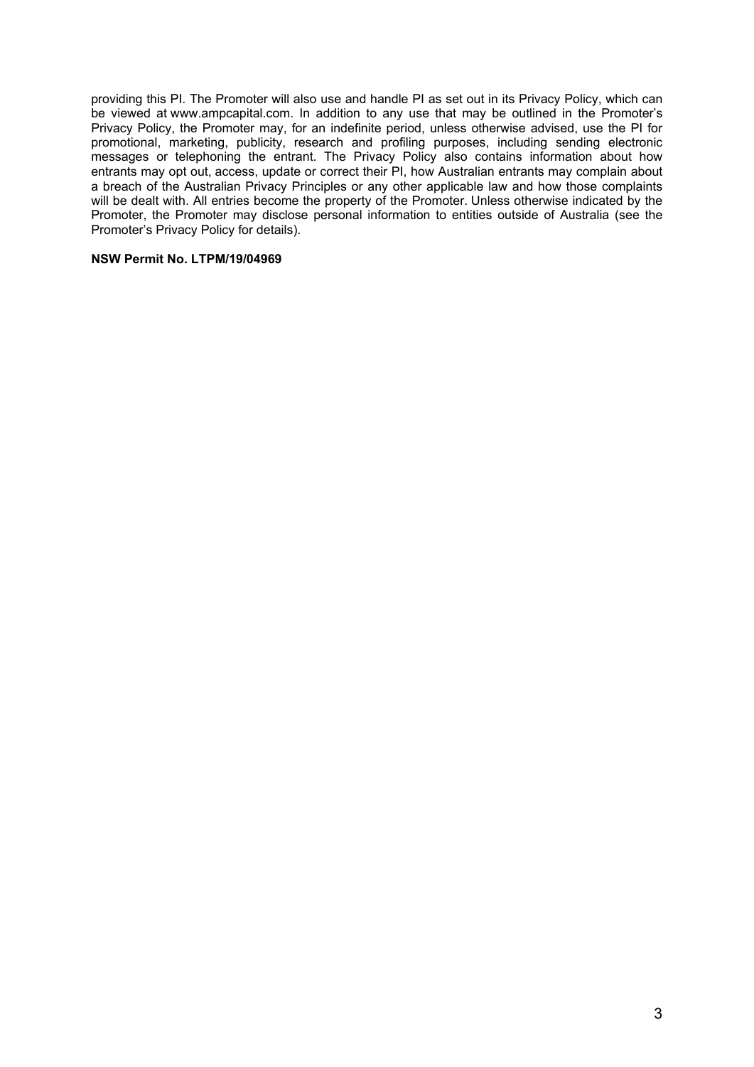providing this PI. The Promoter will also use and handle PI as set out in its Privacy Policy, which can be viewed at www.ampcapital.com. In addition to any use that may be outlined in the Promoter's Privacy Policy, the Promoter may, for an indefinite period, unless otherwise advised, use the PI for promotional, marketing, publicity, research and profiling purposes, including sending electronic messages or telephoning the entrant. The Privacy Policy also contains information about how entrants may opt out, access, update or correct their PI, how Australian entrants may complain about a breach of the Australian Privacy Principles or any other applicable law and how those complaints will be dealt with. All entries become the property of the Promoter. Unless otherwise indicated by the Promoter, the Promoter may disclose personal information to entities outside of Australia (see the Promoter's Privacy Policy for details).

**NSW Permit No. LTPM/19/04969**